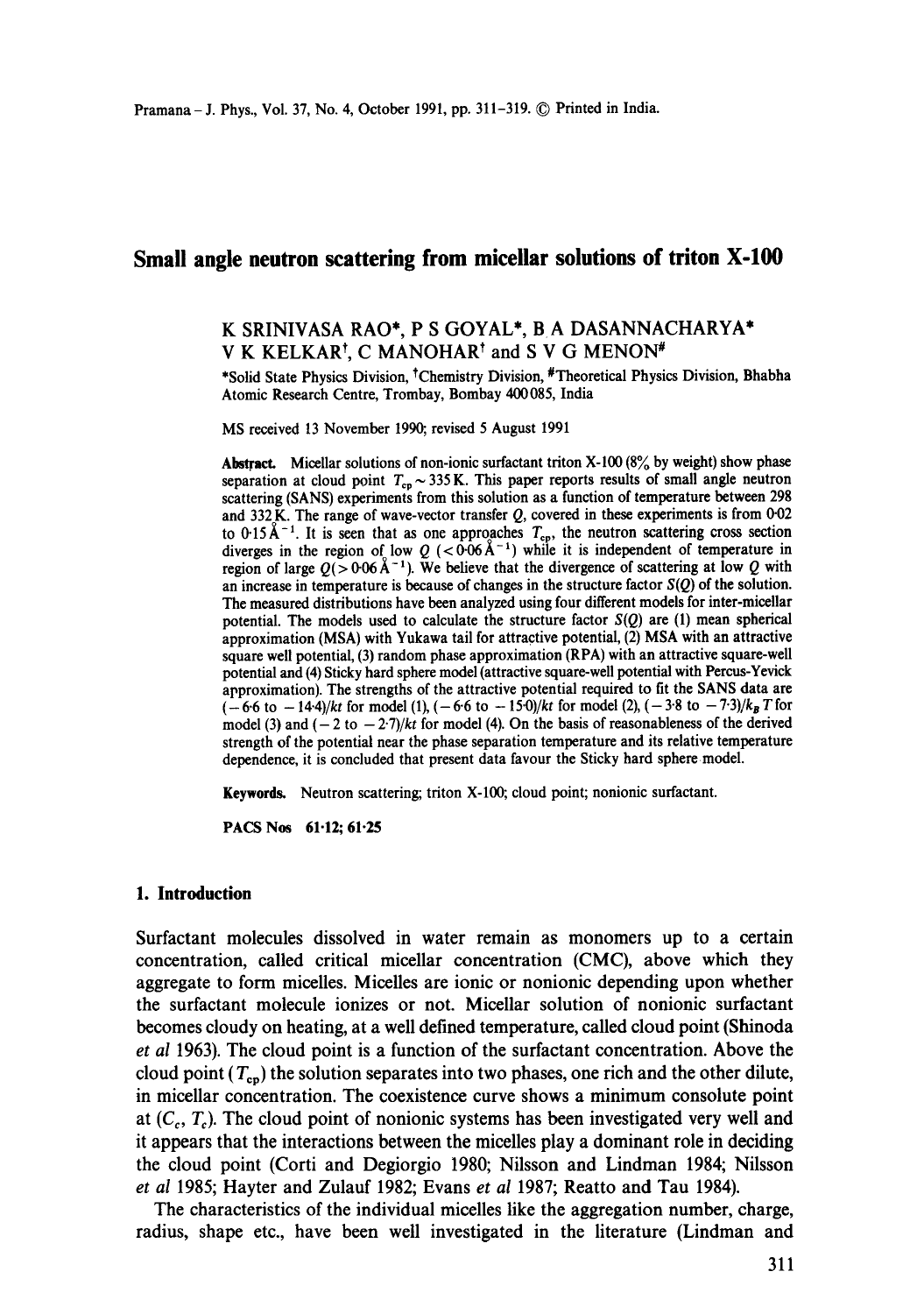# Small angle neutron scattering from micellar solutions of triton X-100

K SRINIVASA RAO*, P S GOYAL*, B A DASANNACHARYA*
V K KELKAR[†], C MANOHAR[†] and S V G MENON[#]

*Solid State Physics Division, [†]Chemistry Division, [#]Theoretical Physics Division, Bhabha Atomic Research Centre, Trombay, Bombay 400085, India

MS received 13 November 1990; revised 5 August 1991

**Abstract.** Micellar solutions of non-ionic surfactant triton X-100 (8% by weight) show phase separation at cloud point $T_{cp} \sim 335$ K. This paper reports results of small angle neutron scattering (SANS) experiments from this solution as a function of temperature between 298 and 332 K. The range of wave-vector transfer $Q$, covered in these experiments is from 0·02 to 0·15 $\text{Å}^{-1}$. It is seen that as one approaches $T_{cp}$, the neutron scattering cross section diverges in the region of low $Q$ ($< 0.06\,\text{Å}^{-1}$) while it is independent of temperature in region of large $Q$ ($> 0.06\,\text{Å}^{-1}$). We believe that the divergence of scattering at low $Q$ with an increase in temperature is because of changes in the structure factor $S(Q)$ of the solution. The measured distributions have been analyzed using four different models for inter-micellar potential. The models used to calculate the structure factor $S(Q)$ are (1) mean spherical approximation (MSA) with Yukawa tail for attractive potential, (2) MSA with an attractive square well potential, (3) random phase approximation (RPA) with an attractive square-well potential and (4) Sticky hard sphere model (attractive square-well potential with Percus-Yevick approximation). The strengths of the attractive potential required to fit the SANS data are $(-6.6$ to $-14.4)/kt$ for model (1), $(-6.6$ to $-15.0)/kt$ for model (2), $(-3.8$ to $-7.3)/k_B T$ for model (3) and $(-2$ to $-2.7)/kt$ for model (4). On the basis of reasonableness of the derived strength of the potential near the phase separation temperature and its relative temperature dependence, it is concluded that present data favour the Sticky hard sphere model.

**Keywords.** Neutron scattering; triton X-100; cloud point; nonionic surfactant.

**PACS Nos** 61·12; 61·25

## 1. Introduction

Surfactant molecules dissolved in water remain as monomers up to a certain concentration, called critical micellar concentration (CMC), above which they aggregate to form micelles. Micelles are ionic or nonionic depending upon whether the surfactant molecule ionizes or not. Micellar solution of nonionic surfactant becomes cloudy on heating, at a well defined temperature, called cloud point (Shinoda *et al* 1963). The cloud point is a function of the surfactant concentration. Above the cloud point ($T_{cp}$) the solution separates into two phases, one rich and the other dilute, in micellar concentration. The coexistence curve shows a minimum consolute point at ($C_c$, $T_c$). The cloud point of nonionic systems has been investigated very well and it appears that the interactions between the micelles play a dominant role in deciding the cloud point (Corti and Degiorgio 1980; Nilsson and Lindman 1984; Nilsson *et al* 1985; Hayter and Zulauf 1982; Evans *et al* 1987; Reatto and Tau 1984).

The characteristics of the individual micelles like the aggregation number, charge, radius, shape etc., have been well investigated in the literature (Lindman and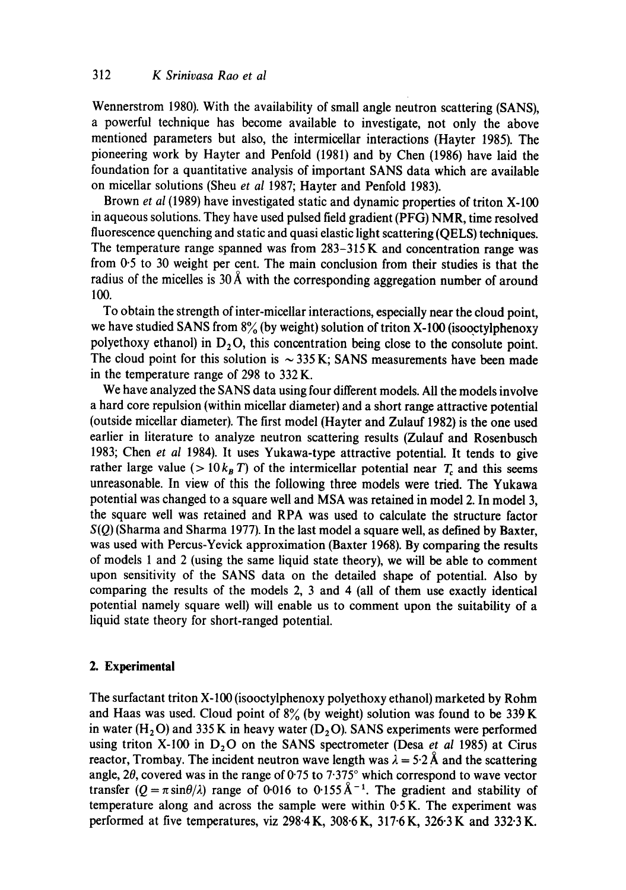Wennerstrom 1980). With the availability of small angle neutron scattering (SANS), a powerful technique has become available to investigate, not only the above mentioned parameters but also, the intermicellar interactions (Hayter 1985). The pioneering work by Hayter and Penfold (1981) and by Chen (1986) have laid the foundation for a quantitative analysis of important SANS data which are available on micellar solutions (Sheu *et al* 1987; Hayter and Penfold 1983).

Brown *et al* (1989) have investigated static and dynamic properties of triton X-100 in aqueous solutions. They have used pulsed field gradient (PFG) NMR, time resolved fluorescence quenching and static and quasi elastic light scattering (QELS) techniques. The temperature range spanned was from 283–315 K and concentration range was from 0·5 to 30 weight per cent. The main conclusion from their studies is that the radius of the micelles is 30 Å with the corresponding aggregation number of around 100.

To obtain the strength of inter-micellar interactions, especially near the cloud point, we have studied SANS from 8% (by weight) solution of triton X-100 (isooctylphenoxy polyethoxy ethanol) in $D_2O$, this concentration being close to the consolute point. The cloud point for this solution is $\sim 335$ K; SANS measurements have been made in the temperature range of 298 to 332 K.

We have analyzed the SANS data using four different models. All the models involve a hard core repulsion (within micellar diameter) and a short range attractive potential (outside micellar diameter). The first model (Hayter and Zulauf 1982) is the one used earlier in literature to analyze neutron scattering results (Zulauf and Rosenbusch 1983; Chen *et al* 1984). It uses Yukawa-type attractive potential. It tends to give rather large value ($> 10\, k_B T$) of the intermicellar potential near $T_c$ and this seems unreasonable. In view of this the following three models were tried. The Yukawa potential was changed to a square well and MSA was retained in model 2. In model 3, the square well was retained and RPA was used to calculate the structure factor $S(Q)$ (Sharma and Sharma 1977). In the last model a square well, as defined by Baxter, was used with Percus-Yevick approximation (Baxter 1968). By comparing the results of models 1 and 2 (using the same liquid state theory), we will be able to comment upon sensitivity of the SANS data on the detailed shape of potential. Also by comparing the results of the models 2, 3 and 4 (all of them use exactly identical potential namely square well) will enable us to comment upon the suitability of a liquid state theory for short-ranged potential.

## 2. Experimental

The surfactant triton X-100 (isooctylphenoxy polyethoxy ethanol) marketed by Rohm and Haas was used. Cloud point of 8% (by weight) solution was found to be 339 K in water ($H_2O$) and 335 K in heavy water ($D_2O$). SANS experiments were performed using triton X-100 in $D_2O$ on the SANS spectrometer (Desa *et al* 1985) at Cirus reactor, Trombay. The incident neutron wave length was $\lambda = 5{\cdot}2$ Å and the scattering angle, $2\theta$, covered was in the range of 0·75 to 7·375° which correspond to wave vector transfer ($Q = \pi \sin\theta/\lambda$) range of 0·016 to 0·155 Å$^{-1}$. The gradient and stability of temperature along and across the sample were within 0·5 K. The experiment was performed at five temperatures, viz 298·4 K, 308·6 K, 317·6 K, 326·3 K and 332·3 K.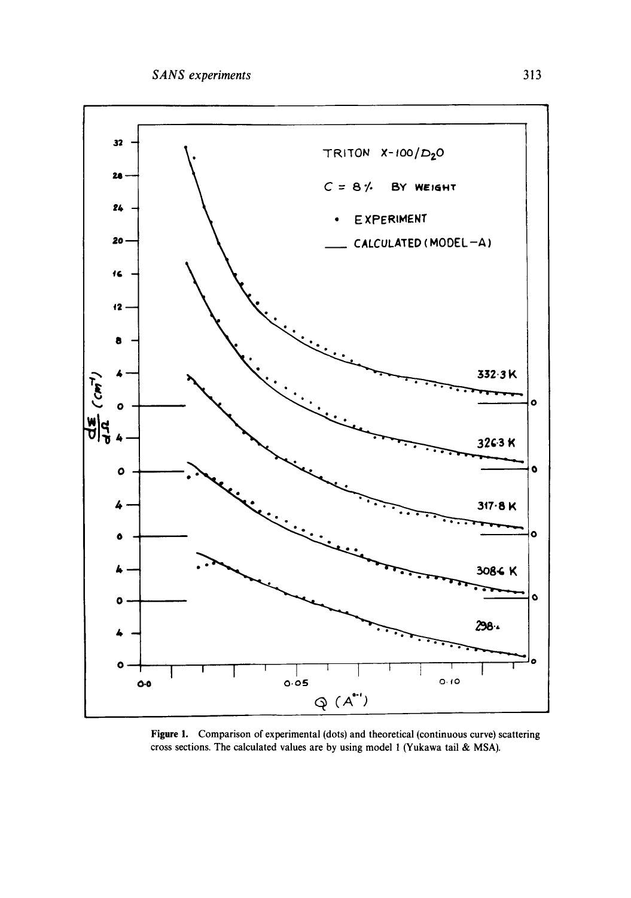Figure 1. Comparison of experimental (dots) and theoretical (continuous curve) scattering cross sections. The calculated values are by using model 1 (Yukawa tail & MSA).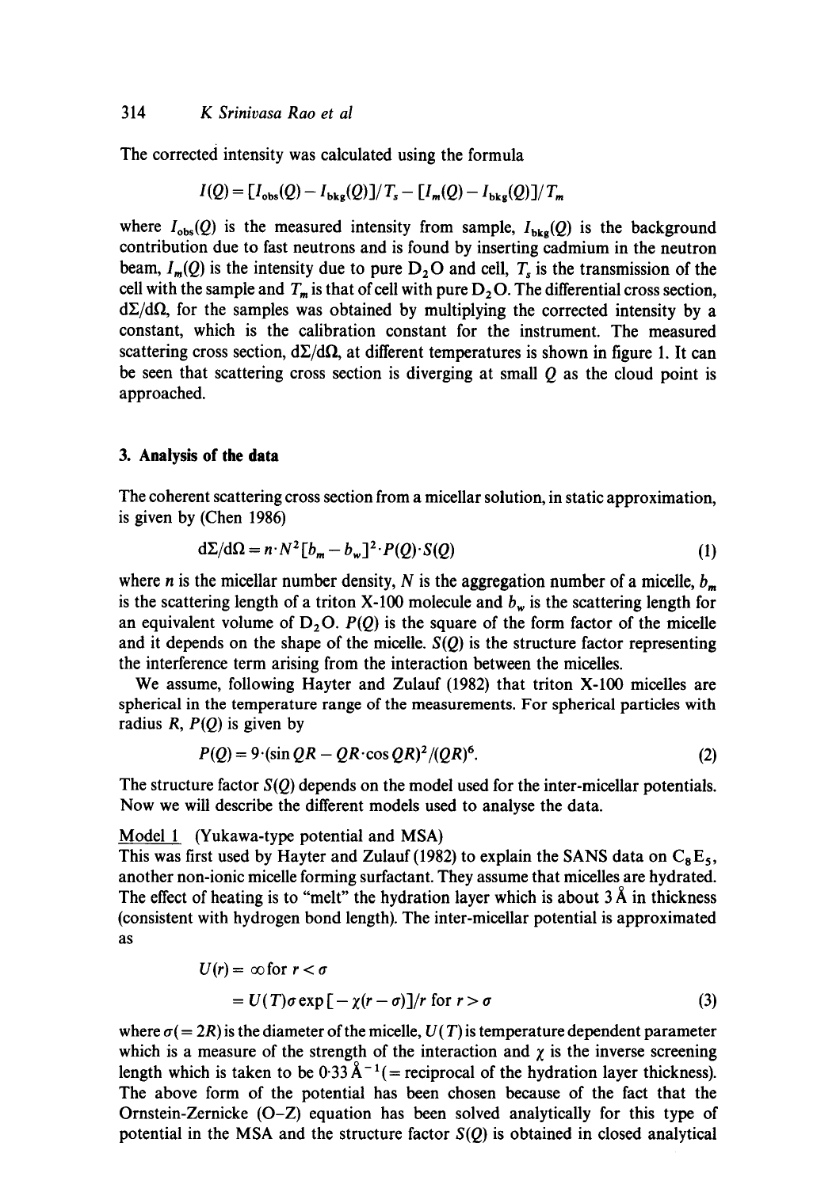The corrected intensity was calculated using the formula

$$I(Q) = [I_{obs}(Q) - I_{bkg}(Q)]/T_s - [I_m(Q) - I_{bkg}(Q)]/T_m$$

where $I_{obs}(Q)$ is the measured intensity from sample, $I_{bkg}(Q)$ is the background contribution due to fast neutrons and is found by inserting cadmium in the neutron beam, $I_m(Q)$ is the intensity due to pure $D_2O$ and cell, $T_s$ is the transmission of the cell with the sample and $T_m$ is that of cell with pure $D_2O$. The differential cross section, $d\Sigma/d\Omega$, for the samples was obtained by multiplying the corrected intensity by a constant, which is the calibration constant for the instrument. The measured scattering cross section, $d\Sigma/d\Omega$, at different temperatures is shown in figure 1. It can be seen that scattering cross section is diverging at small $Q$ as the cloud point is approached.

## 3. Analysis of the data

The coherent scattering cross section from a micellar solution, in static approximation, is given by (Chen 1986)

$$d\Sigma/d\Omega = n \cdot N^2 [b_m - b_w]^2 \cdot P(Q) \cdot S(Q) \tag{1}$$

where $n$ is the micellar number density, $N$ is the aggregation number of a micelle, $b_m$ is the scattering length of a triton X-100 molecule and $b_w$ is the scattering length for an equivalent volume of $D_2O$. $P(Q)$ is the square of the form factor of the micelle and it depends on the shape of the micelle. $S(Q)$ is the structure factor representing the interference term arising from the interaction between the micelles.

We assume, following Hayter and Zulauf (1982) that triton X-100 micelles are spherical in the temperature range of the measurements. For spherical particles with radius $R$, $P(Q)$ is given by

$$P(Q) = 9 \cdot (\sin QR - QR \cdot \cos QR)^2 / (QR)^6. \tag{2}$$

The structure factor $S(Q)$ depends on the model used for the inter-micellar potentials. Now we will describe the different models used to analyse the data.

Model 1 (Yukawa-type potential and MSA)

This was first used by Hayter and Zulauf (1982) to explain the SANS data on $C_8E_5$, another non-ionic micelle forming surfactant. They assume that micelles are hydrated. The effect of heating is to "melt" the hydration layer which is about 3 Å in thickness (consistent with hydrogen bond length). The inter-micellar potential is approximated as

$$\begin{aligned} U(r) &= \infty \text{ for } r < \sigma \\ &= U(T)\sigma \exp[-\chi(r-\sigma)]/r \text{ for } r > \sigma \end{aligned} \tag{3}$$

where $\sigma (= 2R)$ is the diameter of the micelle, $U(T)$ is temperature dependent parameter which is a measure of the strength of the interaction and $\chi$ is the inverse screening length which is taken to be $0{\cdot}33$ Å$^{-1}$ (= reciprocal of the hydration layer thickness). The above form of the potential has been chosen because of the fact that the Ornstein-Zernicke (O–Z) equation has been solved analytically for this type of potential in the MSA and the structure factor $S(Q)$ is obtained in closed analytical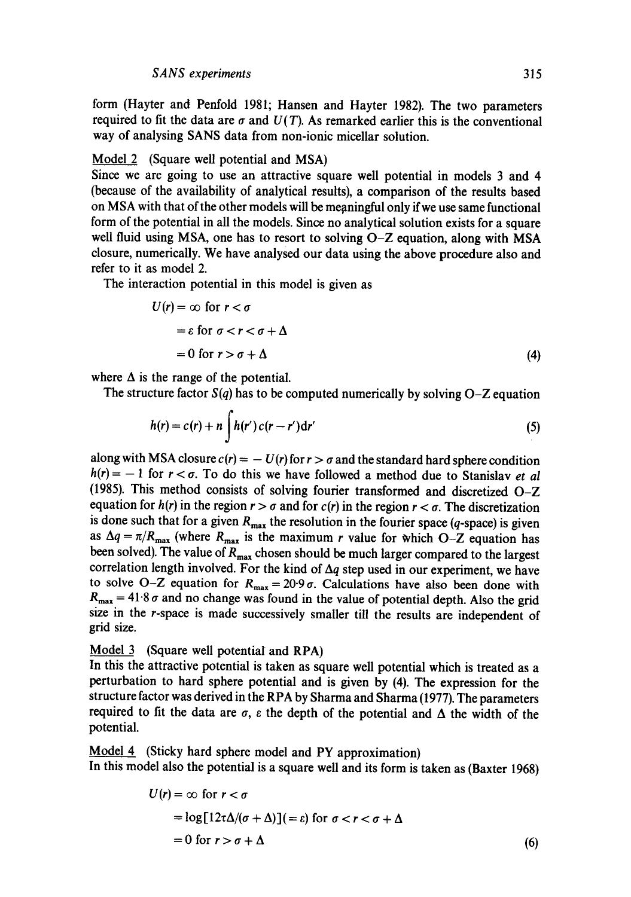form (Hayter and Penfold 1981; Hansen and Hayter 1982). The two parameters required to fit the data are $\sigma$ and $U(T)$. As remarked earlier this is the conventional way of analysing SANS data from non-ionic micellar solution.

Model 2 (Square well potential and MSA)

Since we are going to use an attractive square well potential in models 3 and 4 (because of the availability of analytical results), a comparison of the results based on MSA with that of the other models will be meaningful only if we use same functional form of the potential in all the models. Since no analytical solution exists for a square well fluid using MSA, one has to resort to solving O–Z equation, along with MSA closure, numerically. We have analysed our data using the above procedure also and refer to it as model 2.

The interaction potential in this model is given as

$$
\begin{aligned}
U(r) &= \infty \text{ for } r < \sigma \\
&= \varepsilon \text{ for } \sigma < r < \sigma + \Delta \\
&= 0 \text{ for } r > \sigma + \Delta
\end{aligned}
\tag{4}
$$

where $\Delta$ is the range of the potential.

The structure factor $S(q)$ has to be computed numerically by solving O–Z equation

$$
h(r) = c(r) + n\int h(r')c(r - r')\mathrm{d}r' \tag{5}
$$

along with MSA closure $c(r) = -U(r)$ for $r > \sigma$ and the standard hard sphere condition $h(r) = -1$ for $r < \sigma$. To do this we have followed a method due to Stanislav *et al* (1985). This method consists of solving fourier transformed and discretized O–Z equation for $h(r)$ in the region $r > \sigma$ and for $c(r)$ in the region $r < \sigma$. The discretization is done such that for a given $R_{max}$ the resolution in the fourier space ($q$-space) is given as $\Delta q = \pi/R_{max}$ (where $R_{max}$ is the maximum $r$ value for which O–Z equation has been solved). The value of $R_{max}$ chosen should be much larger compared to the largest correlation length involved. For the kind of $\Delta q$ step used in our experiment, we have to solve O–Z equation for $R_{max} = 20{\cdot}9\,\sigma$. Calculations have also been done with $R_{max} = 41{\cdot}8\,\sigma$ and no change was found in the value of potential depth. Also the grid size in the $r$-space is made successively smaller till the results are independent of grid size.

Model 3 (Square well potential and RPA)

In this the attractive potential is taken as square well potential which is treated as a perturbation to hard sphere potential and is given by (4). The expression for the structure factor was derived in the RPA by Sharma and Sharma (1977). The parameters required to fit the data are $\sigma$, $\varepsilon$ the depth of the potential and $\Delta$ the width of the potential.

Model 4 (Sticky hard sphere model and PY approximation)

In this model also the potential is a square well and its form is taken as (Baxter 1968)

$$
\begin{aligned}
U(r) &= \infty \text{ for } r < \sigma \\
&= \log[12\tau\Delta/(\sigma + \Delta)](= \varepsilon) \text{ for } \sigma < r < \sigma + \Delta \\
&= 0 \text{ for } r > \sigma + \Delta
\end{aligned}
\tag{6}
$$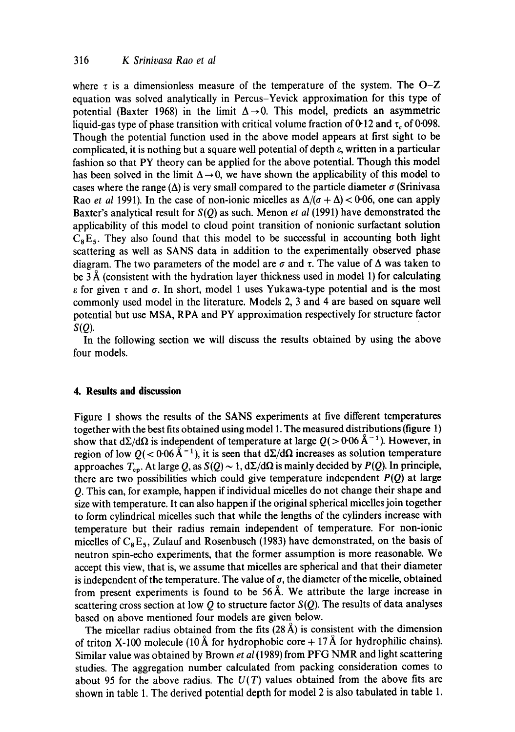where $\tau$ is a dimensionless measure of the temperature of the system. The O–Z equation was solved analytically in Percus–Yevick approximation for this type of potential (Baxter 1968) in the limit $\Delta \rightarrow 0$. This model, predicts an asymmetric liquid-gas type of phase transition with critical volume fraction of 0·12 and $\tau_c$ of 0·098. Though the potential function used in the above model appears at first sight to be complicated, it is nothing but a square well potential of depth $\varepsilon$, written in a particular fashion so that PY theory can be applied for the above potential. Though this model has been solved in the limit $\Delta \rightarrow 0$, we have shown the applicability of this model to cases where the range ($\Delta$) is very small compared to the particle diameter $\sigma$ (Srinivasa Rao *et al* 1991). In the case of non-ionic micelles as $\Delta/(\sigma + \Delta) < 0{\cdot}06$, one can apply Baxter's analytical result for $S(Q)$ as such. Menon *et al* (1991) have demonstrated the applicability of this model to cloud point transition of nonionic surfactant solution $C_8E_5$. They also found that this model to be successful in accounting both light scattering as well as SANS data in addition to the experimentally observed phase diagram. The two parameters of the model are $\sigma$ and $\tau$. The value of $\Delta$ was taken to be 3 Å (consistent with the hydration layer thickness used in model 1) for calculating $\varepsilon$ for given $\tau$ and $\sigma$. In short, model 1 uses Yukawa-type potential and is the most commonly used model in the literature. Models 2, 3 and 4 are based on square well potential but use MSA, RPA and PY approximation respectively for structure factor $S(Q)$.

In the following section we will discuss the results obtained by using the above four models.

## 4. Results and discussion

Figure 1 shows the results of the SANS experiments at five different temperatures together with the best fits obtained using model 1. The measured distributions (figure 1) show that $d\Sigma/d\Omega$ is independent of temperature at large $Q(> 0{\cdot}06\,\text{Å}^{-1})$. However, in region of low $Q(< 0{\cdot}06\,\text{Å}^{-1})$, it is seen that $d\Sigma/d\Omega$ increases as solution temperature approaches $T_{cp}$. At large $Q$, as $S(Q) \sim 1$, $d\Sigma/d\Omega$ is mainly decided by $P(Q)$. In principle, there are two possibilities which could give temperature independent $P(Q)$ at large $Q$. This can, for example, happen if individual micelles do not change their shape and size with temperature. It can also happen if the original spherical micelles join together to form cylindrical micelles such that while the lengths of the cylinders increase with temperature but their radius remain independent of temperature. For non-ionic micelles of $C_8E_5$, Zulauf and Rosenbusch (1983) have demonstrated, on the basis of neutron spin-echo experiments, that the former assumption is more reasonable. We accept this view, that is, we assume that micelles are spherical and that their diameter is independent of the temperature. The value of $\sigma$, the diameter of the micelle, obtained from present experiments is found to be 56 Å. We attribute the large increase in scattering cross section at low $Q$ to structure factor $S(Q)$. The results of data analyses based on above mentioned four models are given below.

The micellar radius obtained from the fits (28 Å) is consistent with the dimension of triton X-100 molecule (10 Å for hydrophobic core + 17 Å for hydrophilic chains). Similar value was obtained by Brown *et al* (1989) from PFG NMR and light scattering studies. The aggregation number calculated from packing consideration comes to about 95 for the above radius. The $U(T)$ values obtained from the above fits are shown in table 1. The derived potential depth for model 2 is also tabulated in table 1.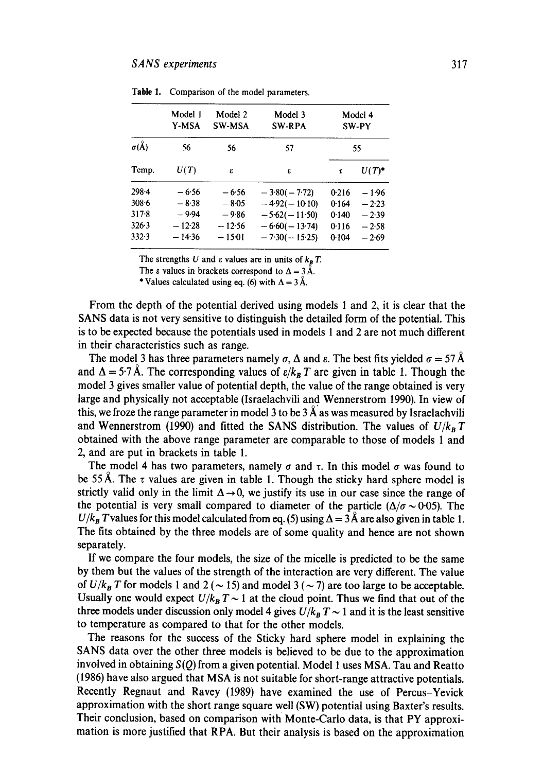**Table 1.** Comparison of the model parameters.

| | Model 1 Y-MSA | Model 2 SW-MSA | Model 3 SW-RPA | Model 4 SW-PY | |
|---|---|---|---|---|---|
| $\sigma$(Å) | 56 | 56 | 57 | 55 | |
| Temp. | $U(T)$ | $\varepsilon$ | $\varepsilon$ | $\tau$ | $U(T)$* |
| 298·4 | −6·56 | −6·56 | −3·80(−7·72) | 0·216 | −1·96 |
| 308·6 | −8·38 | −8·05 | −4·92(−10·10) | 0·164 | −2·23 |
| 317·8 | −9·94 | −9·86 | −5·62(−11·50) | 0·140 | −2·39 |
| 326·3 | −12·28 | −12·56 | −6·60(−13·74) | 0·116 | −2·58 |
| 332·3 | −14·36 | −15·01 | −7·30(−15·25) | 0·104 | −2·69 |

The strengths $U$ and $\varepsilon$ values are in units of $k_B T$.
The $\varepsilon$ values in brackets correspond to $\Delta = 3$ Å.
\* Values calculated using eq. (6) with $\Delta = 3$ Å.

From the depth of the potential derived using models 1 and 2, it is clear that the SANS data is not very sensitive to distinguish the detailed form of the potential. This is to be expected because the potentials used in models 1 and 2 are not much different in their characteristics such as range.

The model 3 has three parameters namely $\sigma$, $\Delta$ and $\varepsilon$. The best fits yielded $\sigma = 57$ Å and $\Delta = 5{\cdot}7$ Å. The corresponding values of $\varepsilon/k_B T$ are given in table 1. Though the model 3 gives smaller value of potential depth, the value of the range obtained is very large and physically not acceptable (Israelachvili and Wennerstrom 1990). In view of this, we froze the range parameter in model 3 to be 3 Å as was measured by Israelachvili and Wennerstrom (1990) and fitted the SANS distribution. The values of $U/k_B T$ obtained with the above range parameter are comparable to those of models 1 and 2, and are put in brackets in table 1.

The model 4 has two parameters, namely $\sigma$ and $\tau$. In this model $\sigma$ was found to be 55 Å. The $\tau$ values are given in table 1. Though the sticky hard sphere model is strictly valid only in the limit $\Delta \to 0$, we justify its use in our case since the range of the potential is very small compared to diameter of the particle ($\Delta/\sigma \sim 0{\cdot}05$). The $U/k_B T$ values for this model calculated from eq. (5) using $\Delta = 3$ Å are also given in table 1. The fits obtained by the three models are of some quality and hence are not shown separately.

If we compare the four models, the size of the micelle is predicted to be the same by them but the values of the strength of the interaction are very different. The value of $U/k_B T$ for models 1 and 2 ($\sim 15$) and model 3 ($\sim 7$) are too large to be acceptable. Usually one would expect $U/k_B T \sim 1$ at the cloud point. Thus we find that out of the three models under discussion only model 4 gives $U/k_B T \sim 1$ and it is the least sensitive to temperature as compared to that for the other models.

The reasons for the success of the Sticky hard sphere model in explaining the SANS data over the other three models is believed to be due to the approximation involved in obtaining $S(Q)$ from a given potential. Model 1 uses MSA. Tau and Reatto (1986) have also argued that MSA is not suitable for short-range attractive potentials. Recently Regnaut and Ravey (1989) have examined the use of Percus–Yevick approximation with the short range square well (SW) potential using Baxter's results. Their conclusion, based on comparison with Monte-Carlo data, is that PY approximation is more justified that RPA. But their analysis is based on the approximation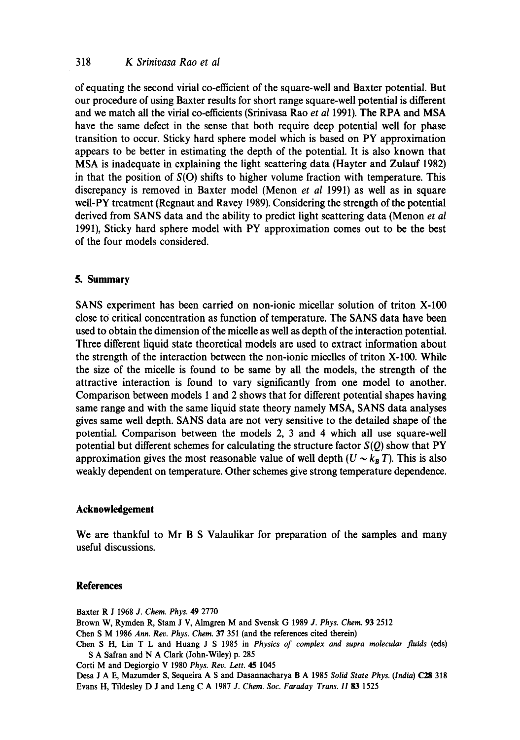of equating the second virial co-efficient of the square-well and Baxter potential. But our procedure of using Baxter results for short range square-well potential is different and we match all the virial co-efficients (Srinivasa Rao *et al* 1991). The RPA and MSA have the same defect in the sense that both require deep potential well for phase transition to occur. Sticky hard sphere model which is based on PY approximation appears to be better in estimating the depth of the potential. It is also known that MSA is inadequate in explaining the light scattering data (Hayter and Zulauf 1982) in that the position of $S(0)$ shifts to higher volume fraction with temperature. This discrepancy is removed in Baxter model (Menon *et al* 1991) as well as in square well-PY treatment (Regnaut and Ravey 1989). Considering the strength of the potential derived from SANS data and the ability to predict light scattering data (Menon *et al* 1991), Sticky hard sphere model with PY approximation comes out to be the best of the four models considered.

## 5. Summary

SANS experiment has been carried on non-ionic micellar solution of triton X-100 close to critical concentration as function of temperature. The SANS data have been used to obtain the dimension of the micelle as well as depth of the interaction potential. Three different liquid state theoretical models are used to extract information about the strength of the interaction between the non-ionic micelles of triton X-100. While the size of the micelle is found to be same by all the models, the strength of the attractive interaction is found to vary significantly from one model to another. Comparison between models 1 and 2 shows that for different potential shapes having same range and with the same liquid state theory namely MSA, SANS data analyses gives same well depth. SANS data are not very sensitive to the detailed shape of the potential. Comparison between the models 2, 3 and 4 which all use square-well potential but different schemes for calculating the structure factor $S(Q)$ show that PY approximation gives the most reasonable value of well depth ($U \sim k_B T$). This is also weakly dependent on temperature. Other schemes give strong temperature dependence.

## Acknowledgement

We are thankful to Mr B S Valaulikar for preparation of the samples and many useful discussions.

## References

Baxter R J 1968 *J. Chem. Phys.* **49** 2770

Brown W, Rymden R, Stam J V, Almgren M and Svensk G 1989 *J. Phys. Chem.* **93** 2512

Chen S M 1986 *Ann. Rev. Phys. Chem.* **37** 351 (and the references cited therein)

Chen S H, Lin T L and Huang J S 1985 in *Physics of complex and supra molecular fluids* (eds) S A Safran and N A Clark (John-Wiley) p. 285

Corti M and Degiorgio V 1980 *Phys. Rev. Lett.* **45** 1045

Desa J A E, Mazumder S, Sequeira A S and Dasannacharya B A 1985 *Solid State Phys. (India)* **C28** 318

Evans H, Tildesley D J and Leng C A 1987 *J. Chem. Soc. Faraday Trans. II* **83** 1525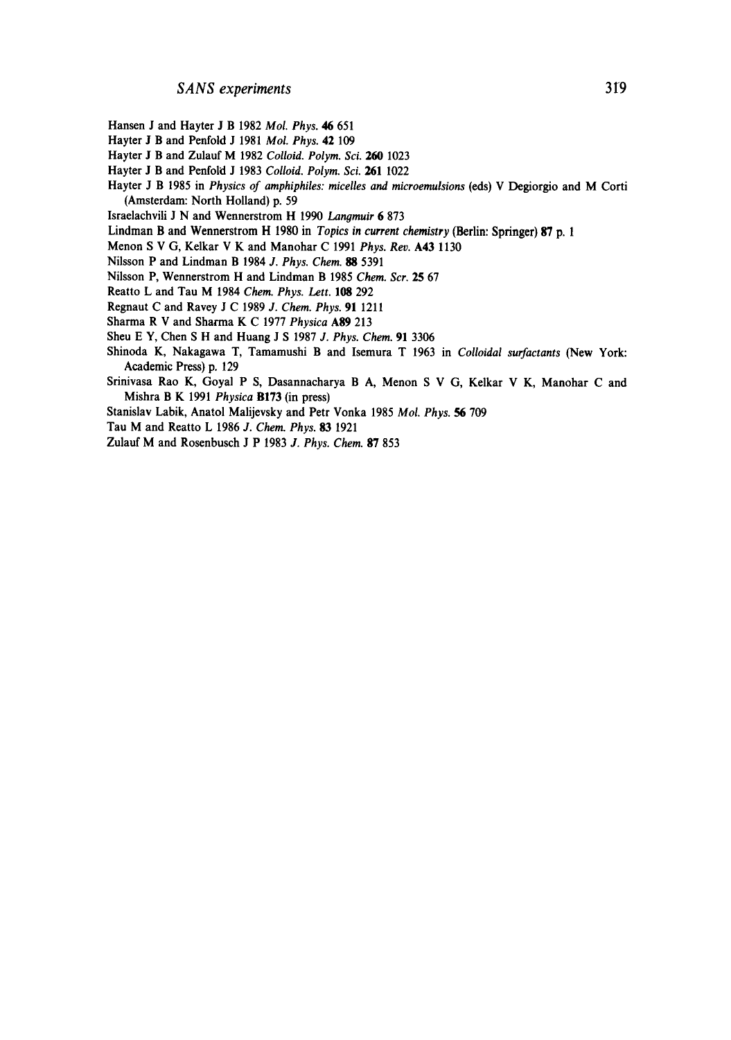Hansen J and Hayter J B 1982 *Mol. Phys.* **46** 651

Hayter J B and Penfold J 1981 *Mol. Phys.* **42** 109

Hayter J B and Zulauf M 1982 *Colloid. Polym. Sci.* **260** 1023

Hayter J B and Penfold J 1983 *Colloid. Polym. Sci.* **261** 1022

Hayter J B 1985 in *Physics of amphiphiles: micelles and microemulsions* (eds) V Degiorgio and M Corti (Amsterdam: North Holland) p. 59

Israelachvili J N and Wennerstrom H 1990 *Langmuir* **6** 873

Lindman B and Wennerstrom H 1980 in *Topics in current chemistry* (Berlin: Springer) **87** p. 1

Menon S V G, Kelkar V K and Manohar C 1991 *Phys. Rev.* **A43** 1130

Nilsson P and Lindman B 1984 *J. Phys. Chem.* **88** 5391

Nilsson P, Wennerstrom H and Lindman B 1985 *Chem. Scr.* **25** 67

Reatto L and Tau M 1984 *Chem. Phys. Lett.* **108** 292

Regnaut C and Ravey J C 1989 *J. Chem. Phys.* **91** 1211

Sharma R V and Sharma K C 1977 *Physica* **A89** 213

Sheu E Y, Chen S H and Huang J S 1987 *J. Phys. Chem.* **91** 3306

Shinoda K, Nakagawa T, Tamamushi B and Isemura T 1963 in *Colloidal surfactants* (New York: Academic Press) p. 129

Srinivasa Rao K, Goyal P S, Dasannacharya B A, Menon S V G, Kelkar V K, Manohar C and Mishra B K 1991 *Physica* **B173** (in press)

Stanislav Labik, Anatol Malijevsky and Petr Vonka 1985 *Mol. Phys.* **56** 709

Tau M and Reatto L 1986 *J. Chem. Phys.* **83** 1921

Zulauf M and Rosenbusch J P 1983 *J. Phys. Chem.* **87** 853